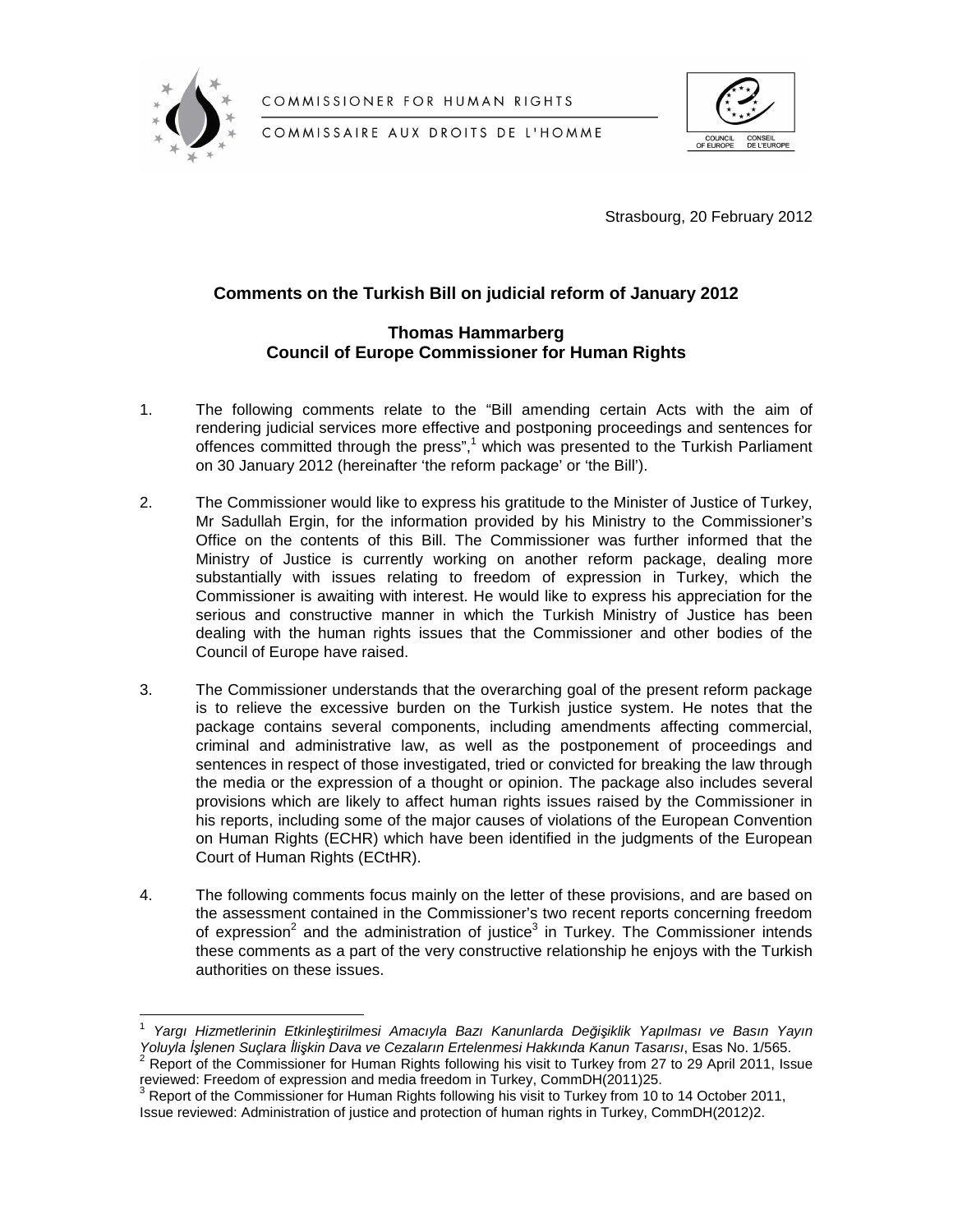COMMISSIONER FOR HUMAN RIGHTS

COMMISSAIRE AUX DROITS DE L'HOMME

Strasbourg, 20 February 2012

## Comments on the Turkish Bill on judicial reform of January 2012

### Thomas Hammarberg
### Council of Europe Commissioner for Human Rights

1. The following comments relate to the "Bill amending certain Acts with the aim of rendering judicial services more effective and postponing proceedings and sentences for offences committed through the press",[1] which was presented to the Turkish Parliament on 30 January 2012 (hereinafter 'the reform package' or 'the Bill').

2. The Commissioner would like to express his gratitude to the Minister of Justice of Turkey, Mr Sadullah Ergin, for the information provided by his Ministry to the Commissioner's Office on the contents of this Bill. The Commissioner was further informed that the Ministry of Justice is currently working on another reform package, dealing more substantially with issues relating to freedom of expression in Turkey, which the Commissioner is awaiting with interest. He would like to express his appreciation for the serious and constructive manner in which the Turkish Ministry of Justice has been dealing with the human rights issues that the Commissioner and other bodies of the Council of Europe have raised.

3. The Commissioner understands that the overarching goal of the present reform package is to relieve the excessive burden on the Turkish justice system. He notes that the package contains several components, including amendments affecting commercial, criminal and administrative law, as well as the postponement of proceedings and sentences in respect of those investigated, tried or convicted for breaking the law through the media or the expression of a thought or opinion. The package also includes several provisions which are likely to affect human rights issues raised by the Commissioner in his reports, including some of the major causes of violations of the European Convention on Human Rights (ECHR) which have been identified in the judgments of the European Court of Human Rights (ECtHR).

4. The following comments focus mainly on the letter of these provisions, and are based on the assessment contained in the Commissioner's two recent reports concerning freedom of expression[2] and the administration of justice[3] in Turkey. The Commissioner intends these comments as a part of the very constructive relationship he enjoys with the Turkish authorities on these issues.

---

[1] *Yargı Hizmetlerinin Etkinleştirilmesi Amacıyla Bazı Kanunlarda Değişiklik Yapılması ve Basın Yayın Yoluyla İşlenen Suçlara İlişkin Dava ve Cezaların Ertelenmesi Hakkında Kanun Tasarısı*, Esas No. 1/565.

[2] Report of the Commissioner for Human Rights following his visit to Turkey from 27 to 29 April 2011, Issue reviewed: Freedom of expression and media freedom in Turkey, CommDH(2011)25.

[3] Report of the Commissioner for Human Rights following his visit to Turkey from 10 to 14 October 2011, Issue reviewed: Administration of justice and protection of human rights in Turkey, CommDH(2012)2.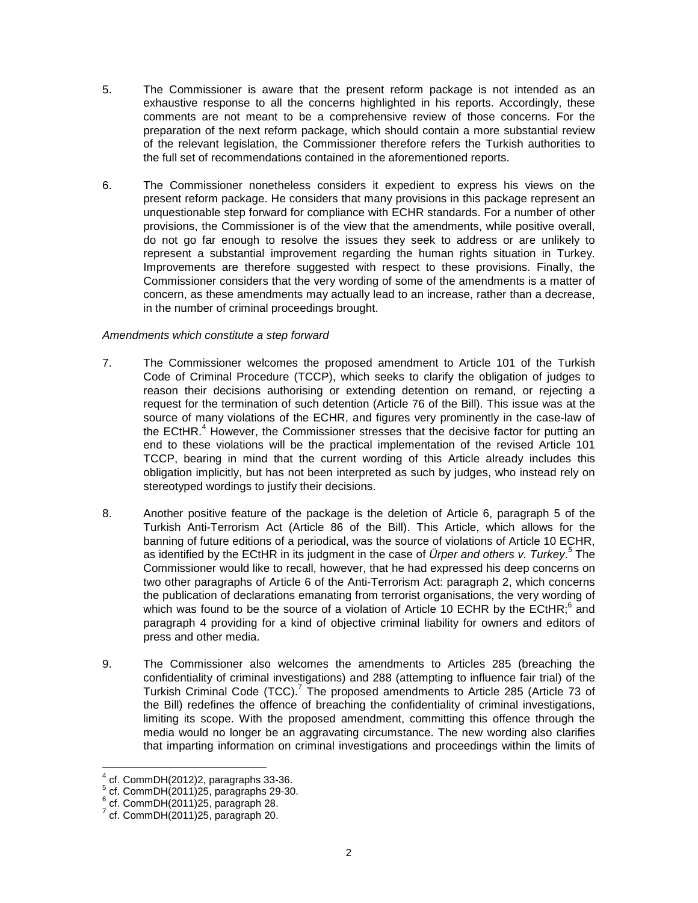5. The Commissioner is aware that the present reform package is not intended as an exhaustive response to all the concerns highlighted in his reports. Accordingly, these comments are not meant to be a comprehensive review of those concerns. For the preparation of the next reform package, which should contain a more substantial review of the relevant legislation, the Commissioner therefore refers the Turkish authorities to the full set of recommendations contained in the aforementioned reports.

6. The Commissioner nonetheless considers it expedient to express his views on the present reform package. He considers that many provisions in this package represent an unquestionable step forward for compliance with ECHR standards. For a number of other provisions, the Commissioner is of the view that the amendments, while positive overall, do not go far enough to resolve the issues they seek to address or are unlikely to represent a substantial improvement regarding the human rights situation in Turkey. Improvements are therefore suggested with respect to these provisions. Finally, the Commissioner considers that the very wording of some of the amendments is a matter of concern, as these amendments may actually lead to an increase, rather than a decrease, in the number of criminal proceedings brought.

*Amendments which constitute a step forward*

7. The Commissioner welcomes the proposed amendment to Article 101 of the Turkish Code of Criminal Procedure (TCCP), which seeks to clarify the obligation of judges to reason their decisions authorising or extending detention on remand, or rejecting a request for the termination of such detention (Article 76 of the Bill). This issue was at the source of many violations of the ECHR, and figures very prominently in the case-law of the ECtHR.[4] However, the Commissioner stresses that the decisive factor for putting an end to these violations will be the practical implementation of the revised Article 101 TCCP, bearing in mind that the current wording of this Article already includes this obligation implicitly, but has not been interpreted as such by judges, who instead rely on stereotyped wordings to justify their decisions.

8. Another positive feature of the package is the deletion of Article 6, paragraph 5 of the Turkish Anti-Terrorism Act (Article 86 of the Bill). This Article, which allows for the banning of future editions of a periodical, was the source of violations of Article 10 ECHR, as identified by the ECtHR in its judgment in the case of *Ürper and others v. Turkey*.[5] The Commissioner would like to recall, however, that he had expressed his deep concerns on two other paragraphs of Article 6 of the Anti-Terrorism Act: paragraph 2, which concerns the publication of declarations emanating from terrorist organisations, the very wording of which was found to be the source of a violation of Article 10 ECHR by the ECtHR;[6] and paragraph 4 providing for a kind of objective criminal liability for owners and editors of press and other media.

9. The Commissioner also welcomes the amendments to Articles 285 (breaching the confidentiality of criminal investigations) and 288 (attempting to influence fair trial) of the Turkish Criminal Code (TCC).[7] The proposed amendments to Article 285 (Article 73 of the Bill) redefines the offence of breaching the confidentiality of criminal investigations, limiting its scope. With the proposed amendment, committing this offence through the media would no longer be an aggravating circumstance. The new wording also clarifies that imparting information on criminal investigations and proceedings within the limits of

---

[4] cf. CommDH(2012)2, paragraphs 33-36.
[5] cf. CommDH(2011)25, paragraphs 29-30.
[6] cf. CommDH(2011)25, paragraph 28.
[7] cf. CommDH(2011)25, paragraph 20.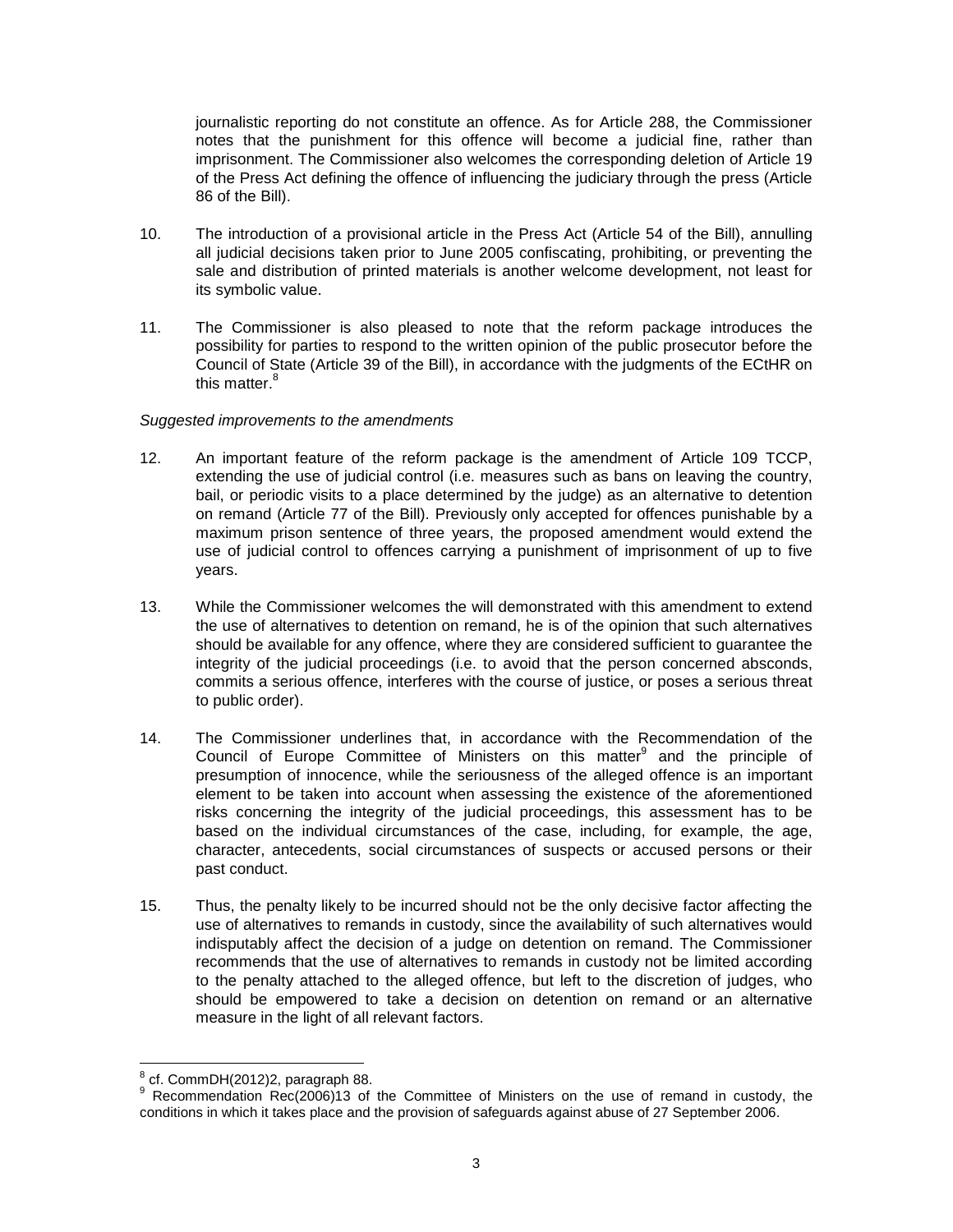journalistic reporting do not constitute an offence. As for Article 288, the Commissioner notes that the punishment for this offence will become a judicial fine, rather than imprisonment. The Commissioner also welcomes the corresponding deletion of Article 19 of the Press Act defining the offence of influencing the judiciary through the press (Article 86 of the Bill).

10. The introduction of a provisional article in the Press Act (Article 54 of the Bill), annulling all judicial decisions taken prior to June 2005 confiscating, prohibiting, or preventing the sale and distribution of printed materials is another welcome development, not least for its symbolic value.

11. The Commissioner is also pleased to note that the reform package introduces the possibility for parties to respond to the written opinion of the public prosecutor before the Council of State (Article 39 of the Bill), in accordance with the judgments of the ECtHR on this matter.[8]

*Suggested improvements to the amendments*

12. An important feature of the reform package is the amendment of Article 109 TCCP, extending the use of judicial control (i.e. measures such as bans on leaving the country, bail, or periodic visits to a place determined by the judge) as an alternative to detention on remand (Article 77 of the Bill). Previously only accepted for offences punishable by a maximum prison sentence of three years, the proposed amendment would extend the use of judicial control to offences carrying a punishment of imprisonment of up to five years.

13. While the Commissioner welcomes the will demonstrated with this amendment to extend the use of alternatives to detention on remand, he is of the opinion that such alternatives should be available for any offence, where they are considered sufficient to guarantee the integrity of the judicial proceedings (i.e. to avoid that the person concerned absconds, commits a serious offence, interferes with the course of justice, or poses a serious threat to public order).

14. The Commissioner underlines that, in accordance with the Recommendation of the Council of Europe Committee of Ministers on this matter[9] and the principle of presumption of innocence, while the seriousness of the alleged offence is an important element to be taken into account when assessing the existence of the aforementioned risks concerning the integrity of the judicial proceedings, this assessment has to be based on the individual circumstances of the case, including, for example, the age, character, antecedents, social circumstances of suspects or accused persons or their past conduct.

15. Thus, the penalty likely to be incurred should not be the only decisive factor affecting the use of alternatives to remands in custody, since the availability of such alternatives would indisputably affect the decision of a judge on detention on remand. The Commissioner recommends that the use of alternatives to remands in custody not be limited according to the penalty attached to the alleged offence, but left to the discretion of judges, who should be empowered to take a decision on detention on remand or an alternative measure in the light of all relevant factors.

---

[8] cf. CommDH(2012)2, paragraph 88.

[9] Recommendation Rec(2006)13 of the Committee of Ministers on the use of remand in custody, the conditions in which it takes place and the provision of safeguards against abuse of 27 September 2006.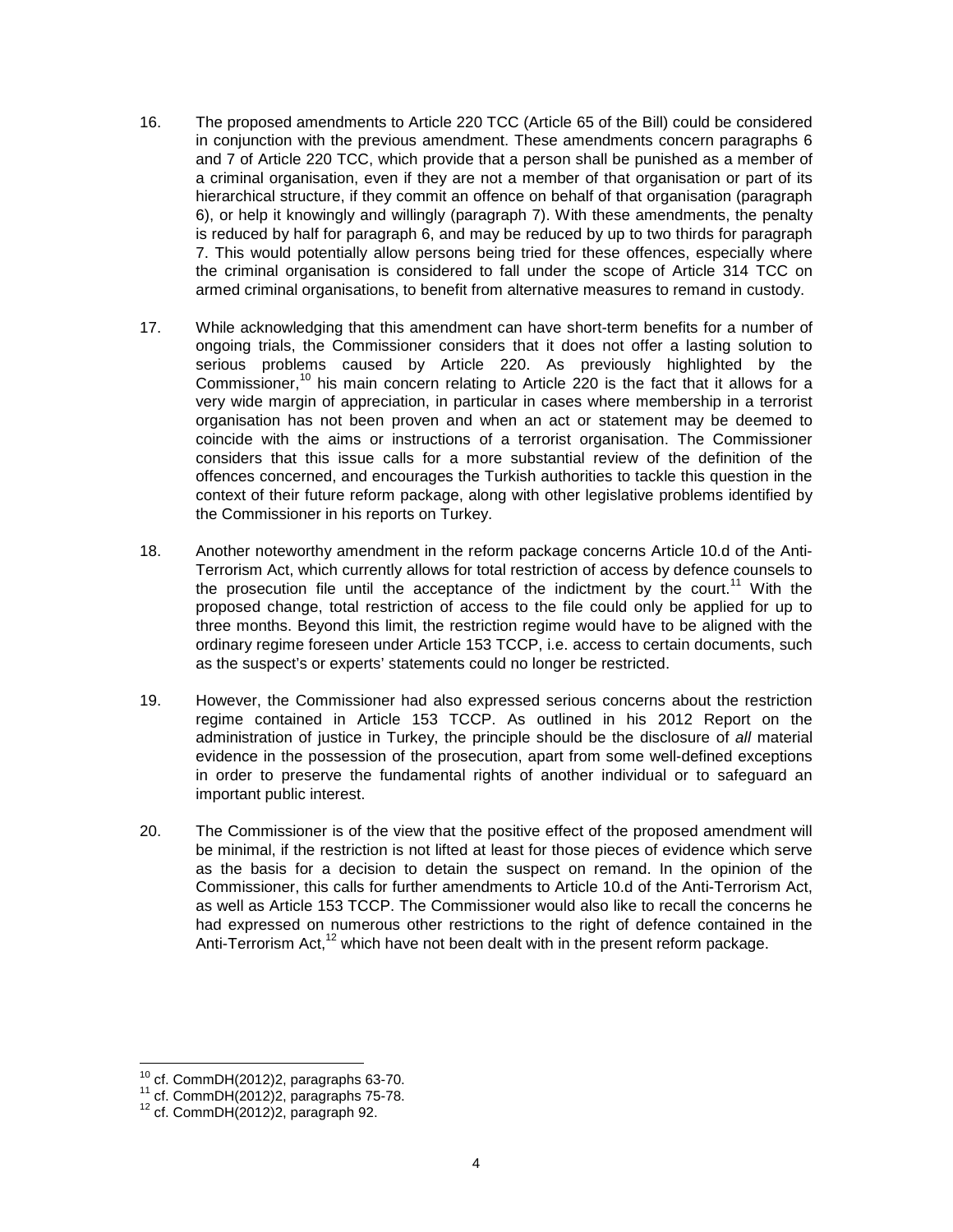16. The proposed amendments to Article 220 TCC (Article 65 of the Bill) could be considered in conjunction with the previous amendment. These amendments concern paragraphs 6 and 7 of Article 220 TCC, which provide that a person shall be punished as a member of a criminal organisation, even if they are not a member of that organisation or part of its hierarchical structure, if they commit an offence on behalf of that organisation (paragraph 6), or help it knowingly and willingly (paragraph 7). With these amendments, the penalty is reduced by half for paragraph 6, and may be reduced by up to two thirds for paragraph 7. This would potentially allow persons being tried for these offences, especially where the criminal organisation is considered to fall under the scope of Article 314 TCC on armed criminal organisations, to benefit from alternative measures to remand in custody.

17. While acknowledging that this amendment can have short-term benefits for a number of ongoing trials, the Commissioner considers that it does not offer a lasting solution to serious problems caused by Article 220. As previously highlighted by the Commissioner,[10] his main concern relating to Article 220 is the fact that it allows for a very wide margin of appreciation, in particular in cases where membership in a terrorist organisation has not been proven and when an act or statement may be deemed to coincide with the aims or instructions of a terrorist organisation. The Commissioner considers that this issue calls for a more substantial review of the definition of the offences concerned, and encourages the Turkish authorities to tackle this question in the context of their future reform package, along with other legislative problems identified by the Commissioner in his reports on Turkey.

18. Another noteworthy amendment in the reform package concerns Article 10.d of the Anti-Terrorism Act, which currently allows for total restriction of access by defence counsels to the prosecution file until the acceptance of the indictment by the court.[11] With the proposed change, total restriction of access to the file could only be applied for up to three months. Beyond this limit, the restriction regime would have to be aligned with the ordinary regime foreseen under Article 153 TCCP, i.e. access to certain documents, such as the suspect's or experts' statements could no longer be restricted.

19. However, the Commissioner had also expressed serious concerns about the restriction regime contained in Article 153 TCCP. As outlined in his 2012 Report on the administration of justice in Turkey, the principle should be the disclosure of *all* material evidence in the possession of the prosecution, apart from some well-defined exceptions in order to preserve the fundamental rights of another individual or to safeguard an important public interest.

20. The Commissioner is of the view that the positive effect of the proposed amendment will be minimal, if the restriction is not lifted at least for those pieces of evidence which serve as the basis for a decision to detain the suspect on remand. In the opinion of the Commissioner, this calls for further amendments to Article 10.d of the Anti-Terrorism Act, as well as Article 153 TCCP. The Commissioner would also like to recall the concerns he had expressed on numerous other restrictions to the right of defence contained in the Anti-Terrorism Act,[12] which have not been dealt with in the present reform package.

---

[10] cf. CommDH(2012)2, paragraphs 63-70.

[11] cf. CommDH(2012)2, paragraphs 75-78.

[12] cf. CommDH(2012)2, paragraph 92.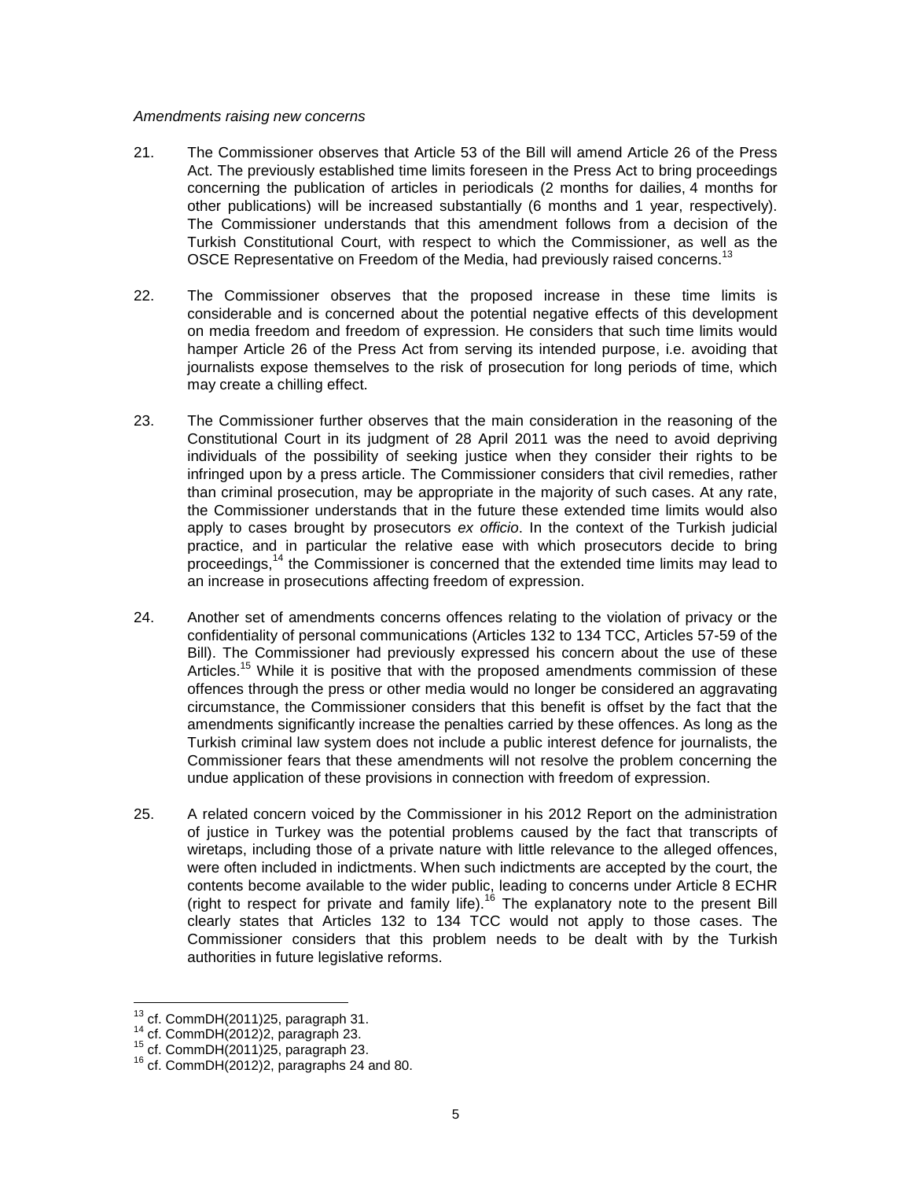*Amendments raising new concerns*

21. The Commissioner observes that Article 53 of the Bill will amend Article 26 of the Press Act. The previously established time limits foreseen in the Press Act to bring proceedings concerning the publication of articles in periodicals (2 months for dailies, 4 months for other publications) will be increased substantially (6 months and 1 year, respectively). The Commissioner understands that this amendment follows from a decision of the Turkish Constitutional Court, with respect to which the Commissioner, as well as the OSCE Representative on Freedom of the Media, had previously raised concerns.[13]

22. The Commissioner observes that the proposed increase in these time limits is considerable and is concerned about the potential negative effects of this development on media freedom and freedom of expression. He considers that such time limits would hamper Article 26 of the Press Act from serving its intended purpose, i.e. avoiding that journalists expose themselves to the risk of prosecution for long periods of time, which may create a chilling effect.

23. The Commissioner further observes that the main consideration in the reasoning of the Constitutional Court in its judgment of 28 April 2011 was the need to avoid depriving individuals of the possibility of seeking justice when they consider their rights to be infringed upon by a press article. The Commissioner considers that civil remedies, rather than criminal prosecution, may be appropriate in the majority of such cases. At any rate, the Commissioner understands that in the future these extended time limits would also apply to cases brought by prosecutors *ex officio*. In the context of the Turkish judicial practice, and in particular the relative ease with which prosecutors decide to bring proceedings,[14] the Commissioner is concerned that the extended time limits may lead to an increase in prosecutions affecting freedom of expression.

24. Another set of amendments concerns offences relating to the violation of privacy or the confidentiality of personal communications (Articles 132 to 134 TCC, Articles 57-59 of the Bill). The Commissioner had previously expressed his concern about the use of these Articles.[15] While it is positive that with the proposed amendments commission of these offences through the press or other media would no longer be considered an aggravating circumstance, the Commissioner considers that this benefit is offset by the fact that the amendments significantly increase the penalties carried by these offences. As long as the Turkish criminal law system does not include a public interest defence for journalists, the Commissioner fears that these amendments will not resolve the problem concerning the undue application of these provisions in connection with freedom of expression.

25. A related concern voiced by the Commissioner in his 2012 Report on the administration of justice in Turkey was the potential problems caused by the fact that transcripts of wiretaps, including those of a private nature with little relevance to the alleged offences, were often included in indictments. When such indictments are accepted by the court, the contents become available to the wider public, leading to concerns under Article 8 ECHR (right to respect for private and family life).[16] The explanatory note to the present Bill clearly states that Articles 132 to 134 TCC would not apply to those cases. The Commissioner considers that this problem needs to be dealt with by the Turkish authorities in future legislative reforms.

---

[13] cf. CommDH(2011)25, paragraph 31.
[14] cf. CommDH(2012)2, paragraph 23.
[15] cf. CommDH(2011)25, paragraph 23.
[16] cf. CommDH(2012)2, paragraphs 24 and 80.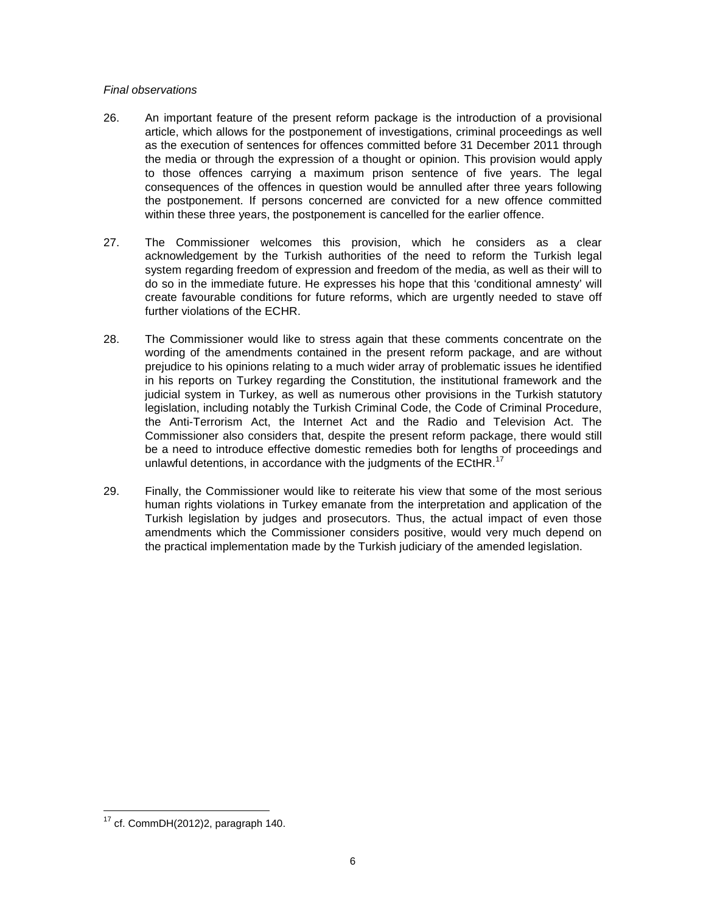*Final observations*

26. An important feature of the present reform package is the introduction of a provisional article, which allows for the postponement of investigations, criminal proceedings as well as the execution of sentences for offences committed before 31 December 2011 through the media or through the expression of a thought or opinion. This provision would apply to those offences carrying a maximum prison sentence of five years. The legal consequences of the offences in question would be annulled after three years following the postponement. If persons concerned are convicted for a new offence committed within these three years, the postponement is cancelled for the earlier offence.

27. The Commissioner welcomes this provision, which he considers as a clear acknowledgement by the Turkish authorities of the need to reform the Turkish legal system regarding freedom of expression and freedom of the media, as well as their will to do so in the immediate future. He expresses his hope that this 'conditional amnesty' will create favourable conditions for future reforms, which are urgently needed to stave off further violations of the ECHR.

28. The Commissioner would like to stress again that these comments concentrate on the wording of the amendments contained in the present reform package, and are without prejudice to his opinions relating to a much wider array of problematic issues he identified in his reports on Turkey regarding the Constitution, the institutional framework and the judicial system in Turkey, as well as numerous other provisions in the Turkish statutory legislation, including notably the Turkish Criminal Code, the Code of Criminal Procedure, the Anti-Terrorism Act, the Internet Act and the Radio and Television Act. The Commissioner also considers that, despite the present reform package, there would still be a need to introduce effective domestic remedies both for lengths of proceedings and unlawful detentions, in accordance with the judgments of the ECtHR.[17]

29. Finally, the Commissioner would like to reiterate his view that some of the most serious human rights violations in Turkey emanate from the interpretation and application of the Turkish legislation by judges and prosecutors. Thus, the actual impact of even those amendments which the Commissioner considers positive, would very much depend on the practical implementation made by the Turkish judiciary of the amended legislation.

---

[17] cf. CommDH(2012)2, paragraph 140.